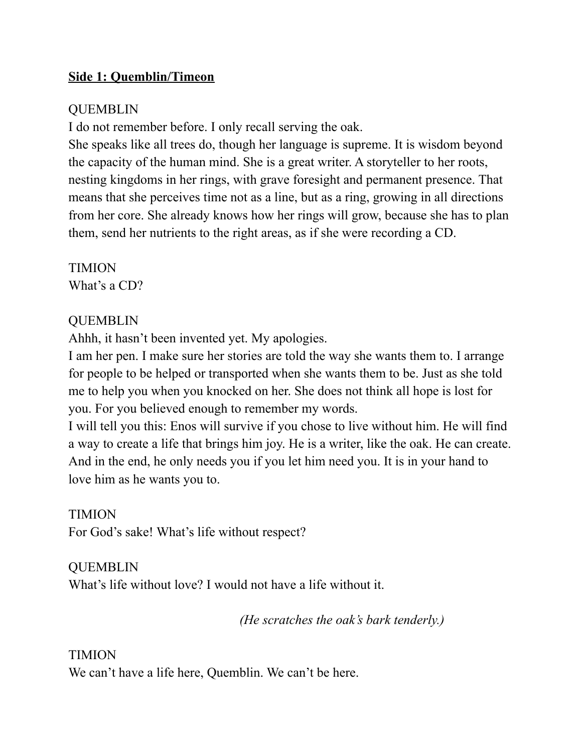**<u>Side 1: Quemblin/Timeon</u>**

QUEMBLIN
I do not remember before. I only recall serving the oak.
She speaks like all trees do, though her language is supreme. It is wisdom beyond the capacity of the human mind. She is a great writer. A storyteller to her roots, nesting kingdoms in her rings, with grave foresight and permanent presence. That means that she perceives time not as a line, but as a ring, growing in all directions from her core. She already knows how her rings will grow, because she has to plan them, send her nutrients to the right areas, as if she were recording a CD.

TIMION
What's a CD?

QUEMBLIN
Ahhh, it hasn't been invented yet. My apologies.
I am her pen. I make sure her stories are told the way she wants them to. I arrange for people to be helped or transported when she wants them to be. Just as she told me to help you when you knocked on her. She does not think all hope is lost for you. For you believed enough to remember my words.
I will tell you this: Enos will survive if you chose to live without him. He will find a way to create a life that brings him joy. He is a writer, like the oak. He can create. And in the end, he only needs you if you let him need you. It is in your hand to love him as he wants you to.

TIMION
For God's sake! What's life without respect?

QUEMBLIN
What's life without love? I would not have a life without it.

*(He scratches the oak's bark tenderly.)*

TIMION
We can't have a life here, Quemblin. We can't be here.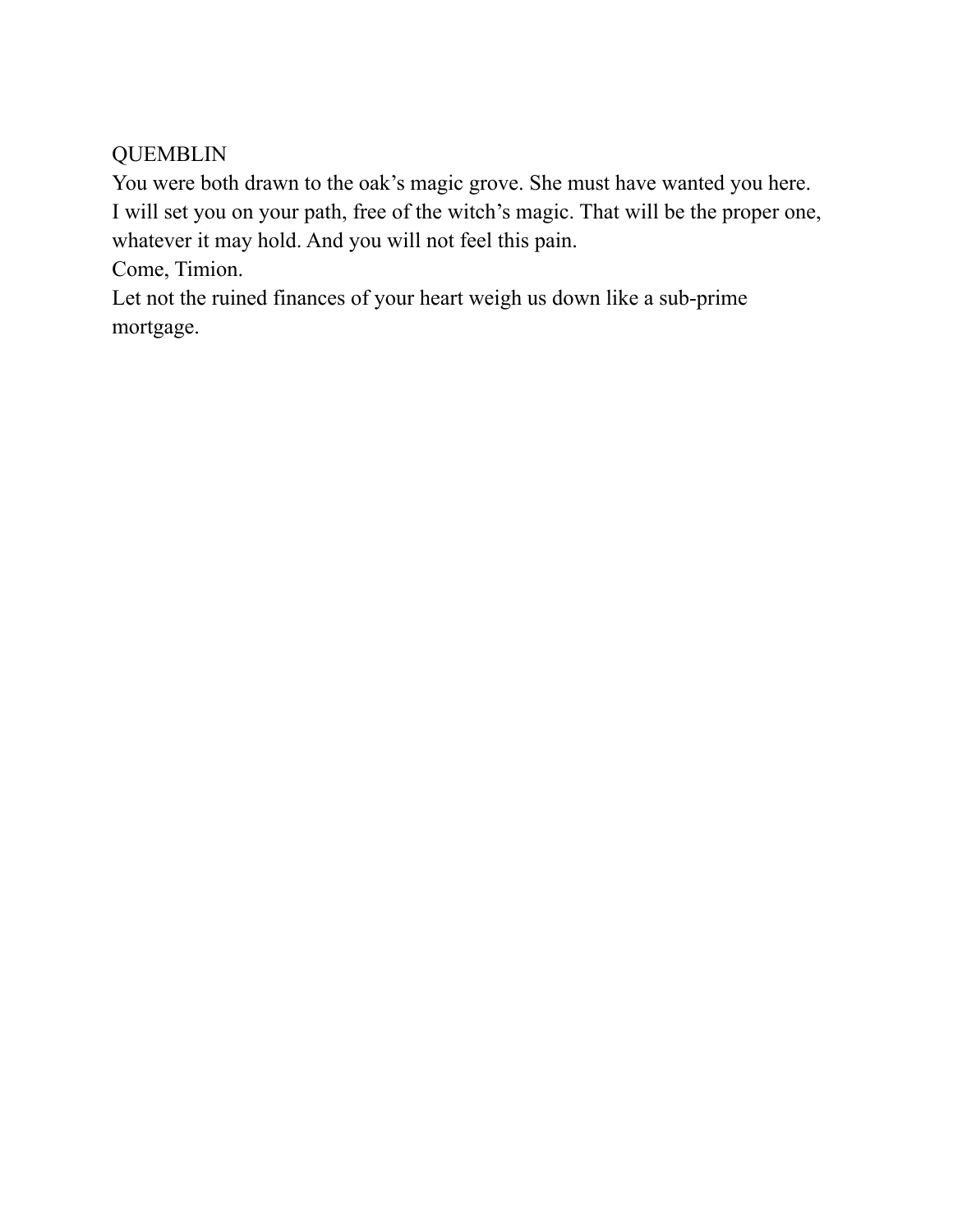QUEMBLIN

You were both drawn to the oak's magic grove. She must have wanted you here.
I will set you on your path, free of the witch's magic. That will be the proper one, whatever it may hold. And you will not feel this pain.
Come, Timion.
Let not the ruined finances of your heart weigh us down like a sub-prime mortgage.